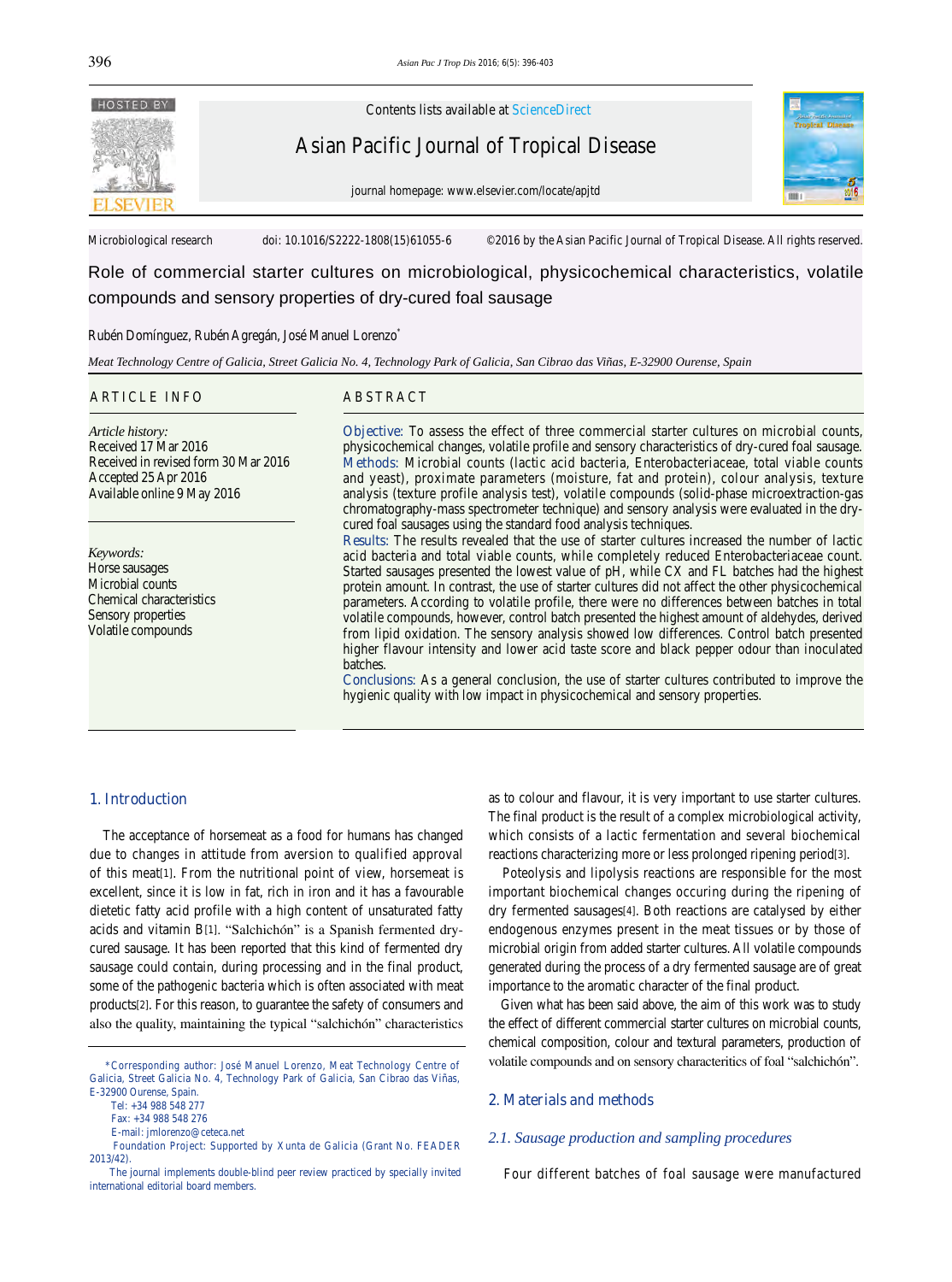Contents lists available at ScienceDirect

Asian Pacific Journal of Tropical Disease

journal homepage: www.elsevier.com/locate/apjtd

Microbiological research doi: 10.1016/S2222-1808(15)61055-6 ©2016 by the Asian Pacific Journal of Tropical Disease. All rights reserved.

# Role of commercial starter cultures on microbiological, physicochemical characteristics, volatile compounds and sensory properties of dry-cured foal sausage

Rubén Domínguez, Rubén Agregán, José Manuel Lorenzo*

*Meat Technology Centre of Galicia, Street Galicia No. 4, Technology Park of Galicia, San Cibrao das Viñas, E-32900 Ourense, Spain*

## ARTICLE INFO

*Article history:*
Received 17 Mar 2016
Received in revised form 30 Mar 2016
Accepted 25 Apr 2016
Available online 9 May 2016

*Keywords:*
Horse sausages
Microbial counts
Chemical characteristics
Sensory properties
Volatile compounds

## ABSTRACT

**Objective:** To assess the effect of three commercial starter cultures on microbial counts, physicochemical changes, volatile profile and sensory characteristics of dry-cured foal sausage.
**Methods:** Microbial counts (lactic acid bacteria, Enterobacteriaceae, total viable counts and yeast), proximate parameters (moisture, fat and protein), colour analysis, texture analysis (texture profile analysis test), volatile compounds (solid-phase microextraction-gas chromatography-mass spectrometer technique) and sensory analysis were evaluated in the dry-cured foal sausages using the standard food analysis techniques.
**Results:** The results revealed that the use of starter cultures increased the number of lactic acid bacteria and total viable counts, while completely reduced Enterobacteriaceae count. Started sausages presented the lowest value of pH, while CX and FL batches had the highest protein amount. In contrast, the use of starter cultures did not affect the other physicochemical parameters. According to volatile profile, there were no differences between batches in total volatile compounds, however, control batch presented the highest amount of aldehydes, derived from lipid oxidation. The sensory analysis showed low differences. Control batch presented higher flavour intensity and lower acid taste score and black pepper odour than inoculated batches.
**Conclusions:** As a general conclusion, the use of starter cultures contributed to improve the hygienic quality with low impact in physicochemical and sensory properties.

## 1. Introduction

The acceptance of horsemeat as a food for humans has changed due to changes in attitude from aversion to qualified approval of this meat[1]. From the nutritional point of view, horsemeat is excellent, since it is low in fat, rich in iron and it has a favourable dietetic fatty acid profile with a high content of unsaturated fatty acids and vitamin B[1]. "Salchichón" is a Spanish fermented dry-cured sausage. It has been reported that this kind of fermented dry sausage could contain, during processing and in the final product, some of the pathogenic bacteria which is often associated with meat products[2]. For this reason, to guarantee the safety of consumers and also the quality, maintaining the typical "salchichón" characteristics as to colour and flavour, it is very important to use starter cultures. The final product is the result of a complex microbiological activity, which consists of a lactic fermentation and several biochemical reactions characterizing more or less prolonged ripening period[3].

Poteolysis and lipolysis reactions are responsible for the most important biochemical changes occuring during the ripening of dry fermented sausages[4]. Both reactions are catalysed by either endogenous enzymes present in the meat tissues or by those of microbial origin from added starter cultures. All volatile compounds generated during the process of a dry fermented sausage are of great importance to the aromatic character of the final product.

Given what has been said above, the aim of this work was to study the effect of different commercial starter cultures on microbial counts, chemical composition, colour and textural parameters, production of volatile compounds and on sensory characteritics of foal "salchichón".

## 2. Materials and methods

### 2.1. Sausage production and sampling procedures

Four different batches of foal sausage were manufactured

---

*Corresponding author: José Manuel Lorenzo, Meat Technology Centre of Galicia, Street Galicia No. 4, Technology Park of Galicia, San Cibrao das Viñas, E-32900 Ourense, Spain.
Tel: +34 988 548 277
Fax: +34 988 548 276
E-mail: jmlorenzo@ceteca.net
Foundation Project: Supported by Xunta de Galicia (Grant No. FEADER 2013/42).
The journal implements double-blind peer review practiced by specially invited international editorial board members.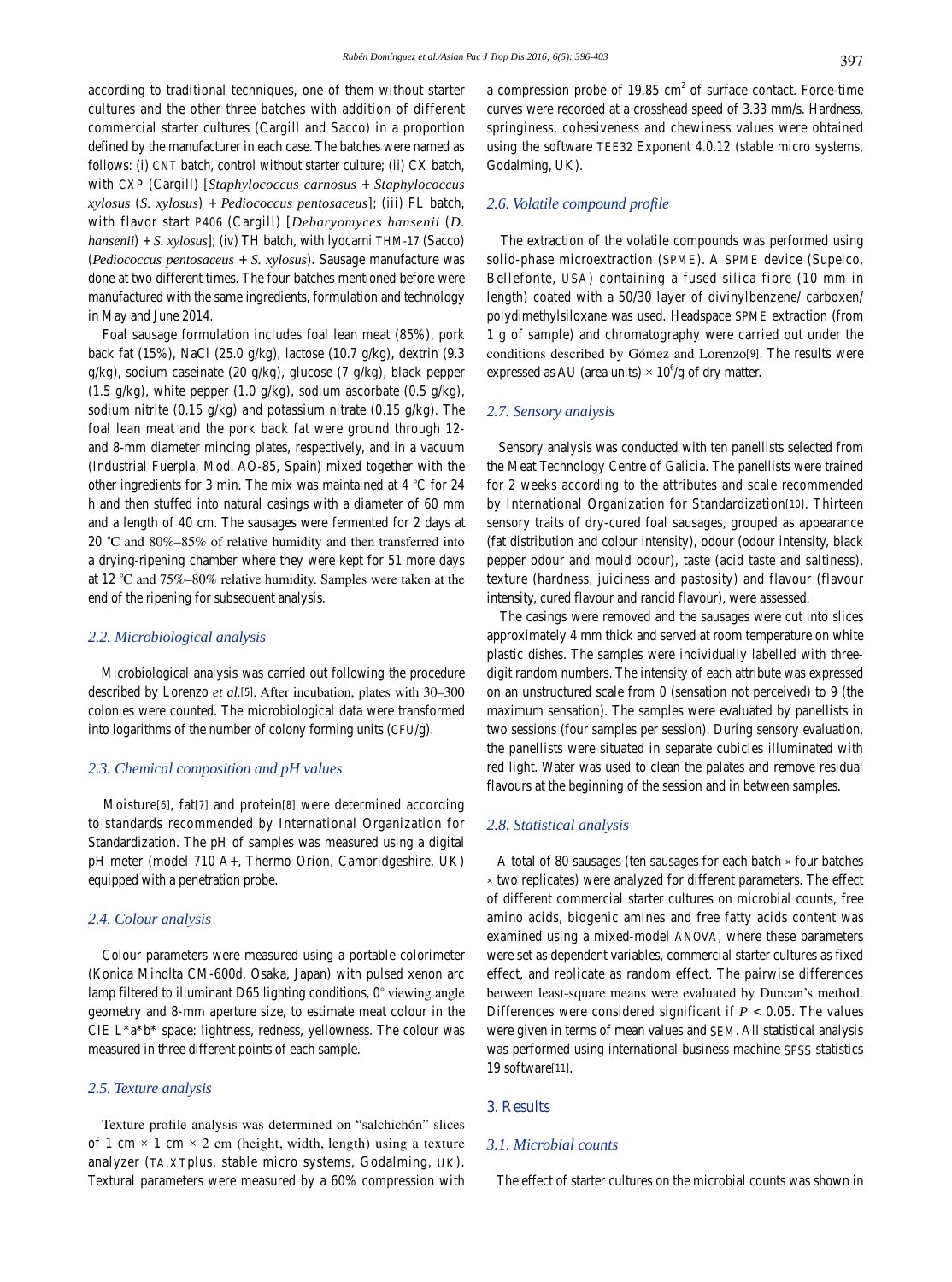according to traditional techniques, one of them without starter cultures and the other three batches with addition of different commercial starter cultures (Cargill and Sacco) in a proportion defined by the manufacturer in each case. The batches were named as follows: (i) CNT batch, control without starter culture; (ii) CX batch, with CXP (Cargill) [*Staphylococcus carnosus* + *Staphylococcus xylosus* (*S. xylosus*) + *Pediococcus pentosaceus*]; (iii) FL batch, with flavor start P406 (Cargill) [*Debaryomyces hansenii* (*D. hansenii*) + *S. xylosus*]; (iv) TH batch, with lyocarni THM-17 (Sacco) (*Pediococcus pentosaceus* + *S. xylosus*). Sausage manufacture was done at two different times. The four batches mentioned before were manufactured with the same ingredients, formulation and technology in May and June 2014.

Foal sausage formulation includes foal lean meat (85%), pork back fat (15%), NaCl (25.0 g/kg), lactose (10.7 g/kg), dextrin (9.3 g/kg), sodium caseinate (20 g/kg), glucose (7 g/kg), black pepper (1.5 g/kg), white pepper (1.0 g/kg), sodium ascorbate (0.5 g/kg), sodium nitrite (0.15 g/kg) and potassium nitrate (0.15 g/kg). The foal lean meat and the pork back fat were ground through 12- and 8-mm diameter mincing plates, respectively, and in a vacuum (Industrial Fuerpla, Mod. AO-85, Spain) mixed together with the other ingredients for 3 min. The mix was maintained at 4 °C for 24 h and then stuffed into natural casings with a diameter of 60 mm and a length of 40 cm. The sausages were fermented for 2 days at 20 °C and 80%–85% of relative humidity and then transferred into a drying-ripening chamber where they were kept for 51 more days at 12 °C and 75%–80% relative humidity. Samples were taken at the end of the ripening for subsequent analysis.

### 2.2. Microbiological analysis

Microbiological analysis was carried out following the procedure described by Lorenzo *et al.*[5]. After incubation, plates with 30–300 colonies were counted. The microbiological data were transformed into logarithms of the number of colony forming units (CFU/g).

### 2.3. Chemical composition and pH values

Moisture[6], fat[7] and protein[8] were determined according to standards recommended by International Organization for Standardization. The pH of samples was measured using a digital pH meter (model 710 A+, Thermo Orion, Cambridgeshire, UK) equipped with a penetration probe.

### 2.4. Colour analysis

Colour parameters were measured using a portable colorimeter (Konica Minolta CM-600d, Osaka, Japan) with pulsed xenon arc lamp filtered to illuminant D65 lighting conditions, 0° viewing angle geometry and 8-mm aperture size, to estimate meat colour in the CIE L\*a\*b\* space: lightness, redness, yellowness. The colour was measured in three different points of each sample.

### 2.5. Texture analysis

Texture profile analysis was determined on "salchichón" slices of 1 cm × 1 cm × 2 cm (height, width, length) using a texture analyzer (TA.XTplus, stable micro systems, Godalming, UK). Textural parameters were measured by a 60% compression with a compression probe of 19.85 $cm^2$ of surface contact. Force-time curves were recorded at a crosshead speed of 3.33 mm/s. Hardness, springiness, cohesiveness and chewiness values were obtained using the software TEE32 Exponent 4.0.12 (stable micro systems, Godalming, UK).

### 2.6. Volatile compound profile

The extraction of the volatile compounds was performed using solid-phase microextraction (SPME). A SPME device (Supelco, Bellefonte, USA) containing a fused silica fibre (10 mm in length) coated with a 50/30 layer of divinylbenzene/ carboxen/ polydimethylsiloxane was used. Headspace SPME extraction (from 1 g of sample) and chromatography were carried out under the conditions described by Gómez and Lorenzo[9]. The results were expressed as AU (area units) × $10^6$/g of dry matter.

### 2.7. Sensory analysis

Sensory analysis was conducted with ten panellists selected from the Meat Technology Centre of Galicia. The panellists were trained for 2 weeks according to the attributes and scale recommended by International Organization for Standardization[10]. Thirteen sensory traits of dry-cured foal sausages, grouped as appearance (fat distribution and colour intensity), odour (odour intensity, black pepper odour and mould odour), taste (acid taste and saltiness), texture (hardness, juiciness and pastosity) and flavour (flavour intensity, cured flavour and rancid flavour), were assessed.

The casings were removed and the sausages were cut into slices approximately 4 mm thick and served at room temperature on white plastic dishes. The samples were individually labelled with three-digit random numbers. The intensity of each attribute was expressed on an unstructured scale from 0 (sensation not perceived) to 9 (the maximum sensation). The samples were evaluated by panellists in two sessions (four samples per session). During sensory evaluation, the panellists were situated in separate cubicles illuminated with red light. Water was used to clean the palates and remove residual flavours at the beginning of the session and in between samples.

### 2.8. Statistical analysis

A total of 80 sausages (ten sausages for each batch × four batches × two replicates) were analyzed for different parameters. The effect of different commercial starter cultures on microbial counts, free amino acids, biogenic amines and free fatty acids content was examined using a mixed-model ANOVA, where these parameters were set as dependent variables, commercial starter cultures as fixed effect, and replicate as random effect. The pairwise differences between least-square means were evaluated by Duncan's method. Differences were considered significant if $P < 0.05$. The values were given in terms of mean values and SEM. All statistical analysis was performed using international business machine SPSS statistics 19 software[11].

## 3. Results

### 3.1. Microbial counts

The effect of starter cultures on the microbial counts was shown in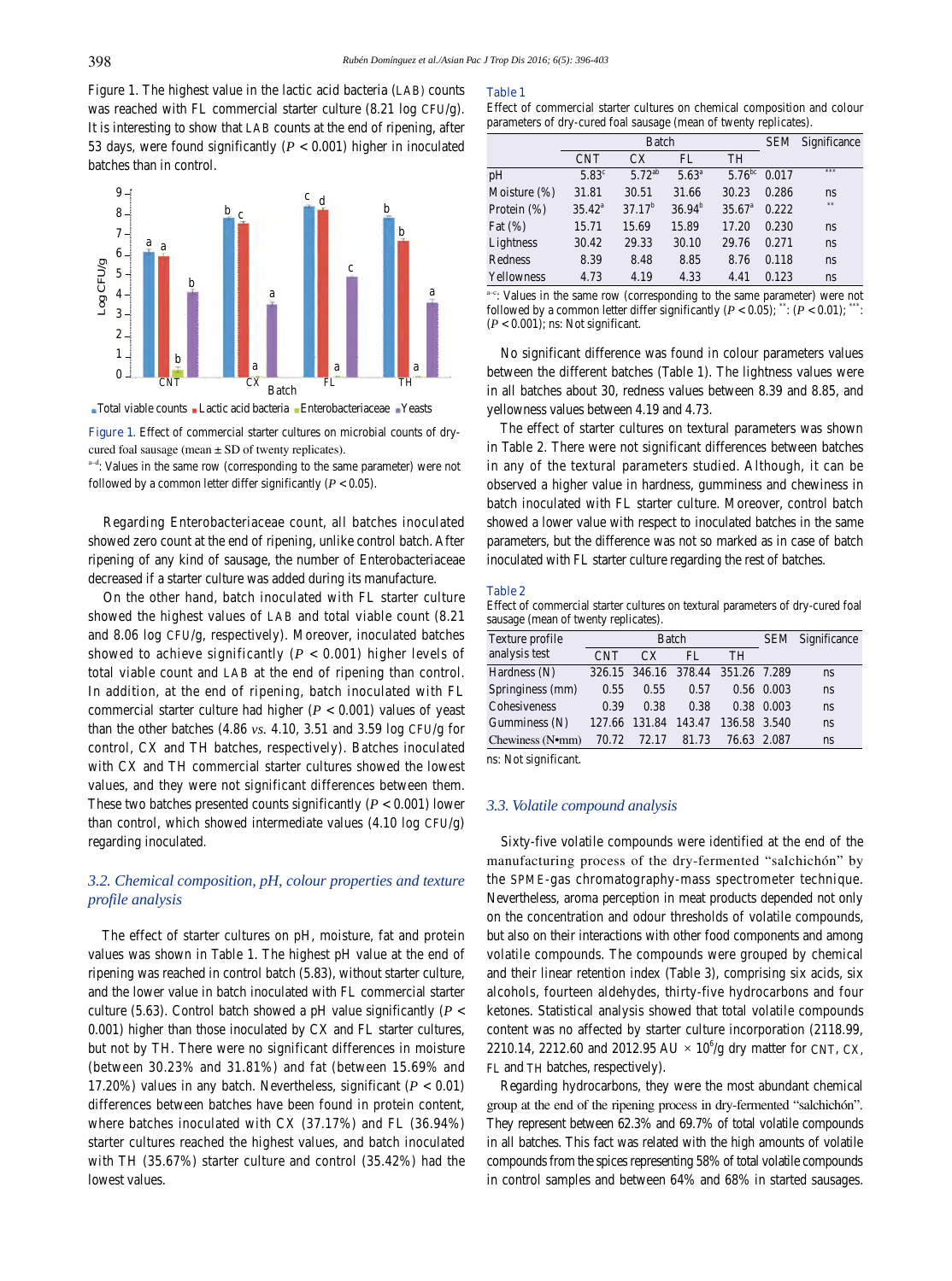Figure 1. The highest value in the lactic acid bacteria (LAB) counts was reached with FL commercial starter culture (8.21 log CFU/g). It is interesting to show that LAB counts at the end of ripening, after 53 days, were found significantly ($P$ < 0.001) higher in inoculated batches than in control.

Figure 1. Effect of commercial starter cultures on microbial counts of dry-cured foal sausage (mean ± SD of twenty replicates).

[a–d]: Values in the same row (corresponding to the same parameter) were not followed by a common letter differ significantly ($P$ < 0.05).

Regarding Enterobacteriaceae count, all batches inoculated showed zero count at the end of ripening, unlike control batch. After ripening of any kind of sausage, the number of Enterobacteriaceae decreased if a starter culture was added during its manufacture.

On the other hand, batch inoculated with FL starter culture showed the highest values of LAB and total viable count (8.21 and 8.06 log CFU/g, respectively). Moreover, inoculated batches showed to achieve significantly ($P$ < 0.001) higher levels of total viable count and LAB at the end of ripening than control. In addition, at the end of ripening, batch inoculated with FL commercial starter culture had higher ($P$ < 0.001) values of yeast than the other batches (4.86 *vs.* 4.10, 3.51 and 3.59 log CFU/g for control, CX and TH batches, respectively). Batches inoculated with CX and TH commercial starter cultures showed the lowest values, and they were not significant differences between them. These two batches presented counts significantly ($P$ < 0.001) lower than control, which showed intermediate values (4.10 log CFU/g) regarding inoculated.

### *3.2. Chemical composition, pH, colour properties and texture profile analysis*

The effect of starter cultures on pH, moisture, fat and protein values was shown in Table 1. The highest pH value at the end of ripening was reached in control batch (5.83), without starter culture, and the lower value in batch inoculated with FL commercial starter culture (5.63). Control batch showed a pH value significantly ($P$ < 0.001) higher than those inoculated by CX and FL starter cultures, but not by TH. There were no significant differences in moisture (between 30.23% and 31.81%) and fat (between 15.69% and 17.20%) values in any batch. Nevertheless, significant ($P$ < 0.01) differences between batches have been found in protein content, where batches inoculated with CX (37.17%) and FL (36.94%) starter cultures reached the highest values, and batch inoculated with TH (35.67%) starter culture and control (35.42%) had the lowest values.

Table 1
Effect of commercial starter cultures on chemical composition and colour parameters of dry-cured foal sausage (mean of twenty replicates).

| | Batch | | | | SEM | Significance |
|---|---|---|---|---|---|---|
| | CNT | CX | FL | TH | | |
| pH | 5.83[c] | 5.72[ab] | 5.63[a] | 5.76[bc] | 0.017 | *** |
| Moisture (%) | 31.81 | 30.51 | 31.66 | 30.23 | 0.286 | ns |
| Protein (%) | 35.42[a] | 37.17[b] | 36.94[b] | 35.67[a] | 0.222 | ** |
| Fat (%) | 15.71 | 15.69 | 15.89 | 17.20 | 0.230 | ns |
| Lightness | 30.42 | 29.33 | 30.10 | 29.76 | 0.271 | ns |
| Redness | 8.39 | 8.48 | 8.85 | 8.76 | 0.118 | ns |
| Yellowness | 4.73 | 4.19 | 4.33 | 4.41 | 0.123 | ns |

[a–c]: Values in the same row (corresponding to the same parameter) were not followed by a common letter differ significantly ($P$ < 0.05); **: ($P$ < 0.01); ***: ($P$ < 0.001); ns: Not significant.

No significant difference was found in colour parameters values between the different batches (Table 1). The lightness values were in all batches about 30, redness values between 8.39 and 8.85, and yellowness values between 4.19 and 4.73.

The effect of starter cultures on textural parameters was shown in Table 2. There were not significant differences between batches in any of the textural parameters studied. Although, it can be observed a higher value in hardness, gumminess and chewiness in batch inoculated with FL starter culture. Moreover, control batch showed a lower value with respect to inoculated batches in the same parameters, but the difference was not so marked as in case of batch inoculated with FL starter culture regarding the rest of batches.

Table 2
Effect of commercial starter cultures on textural parameters of dry-cured foal sausage (mean of twenty replicates).

| Texture profile analysis test | Batch | | | | SEM | Significance |
|---|---|---|---|---|---|---|
| | CNT | CX | FL | TH | | |
| Hardness (N) | 326.15 | 346.16 | 378.44 | 351.26 | 7.289 | ns |
| Springiness (mm) | 0.55 | 0.55 | 0.57 | 0.56 | 0.003 | ns |
| Cohesiveness | 0.39 | 0.38 | 0.38 | 0.38 | 0.003 | ns |
| Gumminess (N) | 127.66 | 131.84 | 143.47 | 136.58 | 3.540 | ns |
| Chewiness (N•mm) | 70.72 | 72.17 | 81.73 | 76.63 | 2.087 | ns |

ns: Not significant.

### *3.3. Volatile compound analysis*

Sixty-five volatile compounds were identified at the end of the manufacturing process of the dry-fermented "salchichón" by the SPME-gas chromatography-mass spectrometer technique. Nevertheless, aroma perception in meat products depended not only on the concentration and odour thresholds of volatile compounds, but also on their interactions with other food components and among volatile compounds. The compounds were grouped by chemical and their linear retention index (Table 3), comprising six acids, six alcohols, fourteen aldehydes, thirty-five hydrocarbons and four ketones. Statistical analysis showed that total volatile compounds content was not affected by starter culture incorporation (2118.99, 2210.14, 2212.60 and 2012.95 AU × $10^6$/g dry matter for CNT, CX, FL and TH batches, respectively).

Regarding hydrocarbons, they were the most abundant chemical group at the end of the ripening process in dry-fermented "salchichón". They represent between 62.3% and 69.7% of total volatile compounds in all batches. This fact was related with the high amounts of volatile compounds from the spices representing 58% of total volatile compounds in control samples and between 64% and 68% in started sausages.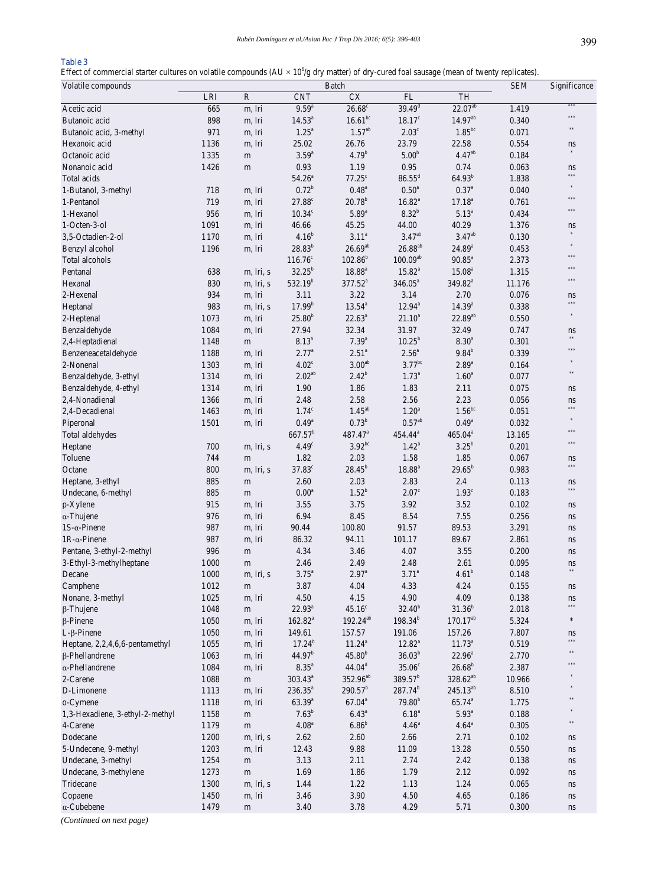**Table 3**

Effect of commercial starter cultures on volatile compounds (AU × $10^6$/g dry matter) of dry-cured foal sausage (mean of twenty replicates).

| Volatile compounds | Batch | | | | | | SEM | Significance |
|---|---|---|---|---|---|---|---|---|
| | LRI | R | CNT | CX | FL | TH | | |
| Acetic acid | 665 | m, lri | $9.59^{a}$ | $26.68^{c}$ | $39.49^{d}$ | $22.07^{ab}$ | 1.419 | *** |
| Butanoic acid | 898 | m, lri | $14.53^{a}$ | $16.61^{bc}$ | $18.17^{c}$ | $14.97^{ab}$ | 0.340 | *** |
| Butanoic acid, 3-methyl | 971 | m, lri | $1.25^{a}$ | $1.57^{ab}$ | $2.03^{c}$ | $1.85^{bc}$ | 0.071 | ** |
| Hexanoic acid | 1136 | m, lri | 25.02 | 26.76 | 23.79 | 22.58 | 0.554 | ns |
| Octanoic acid | 1335 | m | $3.59^{a}$ | $4.79^{b}$ | $5.00^{b}$ | $4.47^{ab}$ | 0.184 | * |
| Nonanoic acid | 1426 | m | 0.93 | 1.19 | 0.95 | 0.74 | 0.063 | ns |
| Total acids | | | $54.26^{a}$ | $77.25^{c}$ | $86.55^{d}$ | $64.93^{b}$ | 1.838 | *** |
| 1-Butanol, 3-methyl | 718 | m, lri | $0.72^{b}$ | $0.48^{a}$ | $0.50^{a}$ | $0.37^{a}$ | 0.040 | * |
| 1-Pentanol | 719 | m, lri | $27.88^{c}$ | $20.78^{b}$ | $16.82^{a}$ | $17.18^{a}$ | 0.761 | *** |
| 1-Hexanol | 956 | m, lri | $10.34^{c}$ | $5.89^{a}$ | $8.32^{b}$ | $5.13^{a}$ | 0.434 | *** |
| 1-Octen-3-ol | 1091 | m, lri | 46.66 | 45.25 | 44.00 | 40.29 | 1.376 | ns |
| 3,5-Octadien-2-ol | 1170 | m, lri | $4.16^{b}$ | $3.11^{a}$ | $3.47^{ab}$ | $3.47^{ab}$ | 0.130 | * |
| Benzyl alcohol | 1196 | m, lri | $28.83^{b}$ | $26.69^{ab}$ | $26.88^{ab}$ | $24.89^{a}$ | 0.453 | * |
| Total alcohols | | | $116.76^{c}$ | $102.86^{b}$ | $100.09^{ab}$ | $90.85^{a}$ | 2.373 | *** |
| Pentanal | 638 | m, lri, s | $32.25^{b}$ | $18.88^{a}$ | $15.82^{a}$ | $15.08^{a}$ | 1.315 | *** |
| Hexanal | 830 | m, lri, s | $532.19^{b}$ | $377.52^{a}$ | $346.05^{a}$ | $349.82^{a}$ | 11.176 | *** |
| 2-Hexenal | 934 | m, lri | 3.11 | 3.22 | 3.14 | 2.70 | 0.076 | ns |
| Heptanal | 983 | m, lri, s | $17.99^{b}$ | $13.54^{a}$ | $12.94^{a}$ | $14.39^{a}$ | 0.338 | *** |
| 2-Heptenal | 1073 | m, lri | $25.80^{b}$ | $22.63^{a}$ | $21.10^{a}$ | $22.89^{ab}$ | 0.550 | * |
| Benzaldehyde | 1084 | m, lri | 27.94 | 32.34 | 31.97 | 32.49 | 0.747 | ns |
| 2,4-Heptadienal | 1148 | m | $8.13^{a}$ | $7.39^{a}$ | $10.25^{b}$ | $8.30^{a}$ | 0.301 | ** |
| Benzeneacetaldehyde | 1188 | m, lri | $2.77^{a}$ | $2.51^{a}$ | $2.56^{a}$ | $9.84^{b}$ | 0.339 | *** |
| 2-Nonenal | 1303 | m, lri | $4.02^{c}$ | $3.00^{ab}$ | $3.77^{bc}$ | $2.89^{a}$ | 0.164 | * |
| Benzaldehyde, 3-ethyl | 1314 | m, lri | $2.02^{ab}$ | $2.42^{b}$ | $1.73^{a}$ | $1.60^{a}$ | 0.077 | ** |
| Benzaldehyde, 4-ethyl | 1314 | m, lri | 1.90 | 1.86 | 1.83 | 2.11 | 0.075 | ns |
| 2,4-Nonadienal | 1366 | m, lri | 2.48 | 2.58 | 2.56 | 2.23 | 0.056 | ns |
| 2,4-Decadienal | 1463 | m, lri | $1.74^{c}$ | $1.45^{ab}$ | $1.20^{a}$ | $1.56^{bc}$ | 0.051 | *** |
| Piperonal | 1501 | m, lri | $0.49^{a}$ | $0.73^{b}$ | $0.57^{ab}$ | $0.49^{a}$ | 0.032 | * |
| Total aldehydes | | | $667.57^{b}$ | $487.47^{a}$ | $454.44^{a}$ | $465.04^{a}$ | 13.165 | *** |
| Heptane | 700 | m, lri, s | $4.49^{c}$ | $3.92^{bc}$ | $1.42^{a}$ | $3.25^{b}$ | 0.201 | *** |
| Toluene | 744 | m | 1.82 | 2.03 | 1.58 | 1.85 | 0.067 | ns |
| Octane | 800 | m, lri, s | $37.83^{c}$ | $28.45^{b}$ | $18.88^{a}$ | $29.65^{b}$ | 0.983 | *** |
| Heptane, 3-ethyl | 885 | m | 2.60 | 2.03 | 2.83 | 2.4 | 0.113 | ns |
| Undecane, 6-methyl | 885 | m | $0.00^{a}$ | $1.52^{b}$ | $2.07^{c}$ | $1.93^{c}$ | 0.183 | *** |
| p-Xylene | 915 | m, lri | 3.55 | 3.75 | 3.92 | 3.52 | 0.102 | ns |
| α-Thujene | 976 | m, lri | 6.94 | 8.45 | 8.54 | 7.55 | 0.256 | ns |
| 1S-α-Pinene | 987 | m, lri | 90.44 | 100.80 | 91.57 | 89.53 | 3.291 | ns |
| 1R-α-Pinene | 987 | m, lri | 86.32 | 94.11 | 101.17 | 89.67 | 2.861 | ns |
| Pentane, 3-ethyl-2-methyl | 996 | m | 4.34 | 3.46 | 4.07 | 3.55 | 0.200 | ns |
| 3-Ethyl-3-methylheptane | 1000 | m | 2.46 | 2.49 | 2.48 | 2.61 | 0.095 | ns |
| Decane | 1000 | m, lri, s | $3.75^{a}$ | $2.97^{a}$ | $3.71^{a}$ | $4.61^{b}$ | 0.148 | ** |
| Camphene | 1012 | m | 3.87 | 4.04 | 4.33 | 4.24 | 0.155 | ns |
| Nonane, 3-methyl | 1025 | m, lri | 4.50 | 4.15 | 4.90 | 4.09 | 0.138 | ns |
| β-Thujene | 1048 | m | $22.93^{a}$ | $45.16^{c}$ | $32.40^{b}$ | $31.36^{b}$ | 2.018 | *** |
| β-Pinene | 1050 | m, lri | $162.82^{a}$ | $192.24^{ab}$ | $198.34^{b}$ | $170.17^{ab}$ | 5.324 | * |
| L-β-Pinene | 1050 | m, lri | 149.61 | 157.57 | 191.06 | 157.26 | 7.807 | ns |
| Heptane, 2,2,4,6,6-pentamethyl | 1055 | m, lri | $17.24^{b}$ | $11.24^{a}$ | $12.82^{a}$ | $11.73^{a}$ | 0.519 | *** |
| β-Phellandrene | 1063 | m, lri | $44.97^{b}$ | $45.80^{b}$ | $36.03^{b}$ | $22.96^{a}$ | 2.770 | ** |
| α-Phellandrene | 1084 | m, lri | $8.35^{a}$ | $44.04^{d}$ | $35.06^{c}$ | $26.68^{b}$ | 2.387 | *** |
| 2-Carene | 1088 | m | $303.43^{a}$ | $352.96^{ab}$ | $389.57^{b}$ | $328.62^{ab}$ | 10.966 | * |
| D-Limonene | 1113 | m, lri | $236.35^{a}$ | $290.57^{b}$ | $287.74^{b}$ | $245.13^{ab}$ | 8.510 | * |
| o-Cymene | 1118 | m, lri | $63.39^{a}$ | $67.04^{a}$ | $79.80^{b}$ | $65.74^{a}$ | 1.775 | ** |
| 1,3-Hexadiene, 3-ethyl-2-methyl | 1158 | m | $7.63^{b}$ | $6.43^{a}$ | $6.18^{a}$ | $5.93^{a}$ | 0.188 | * |
| 4-Carene | 1179 | m | $4.08^{a}$ | $6.86^{b}$ | $4.46^{a}$ | $4.64^{a}$ | 0.305 | ** |
| Dodecane | 1200 | m, lri, s | 2.62 | 2.60 | 2.66 | 2.71 | 0.102 | ns |
| 5-Undecene, 9-methyl | 1203 | m, lri | 12.43 | 9.88 | 11.09 | 13.28 | 0.550 | ns |
| Undecane, 3-methyl | 1254 | m | 3.13 | 2.11 | 2.74 | 2.42 | 0.138 | ns |
| Undecane, 3-methylene | 1273 | m | 1.69 | 1.86 | 1.79 | 2.12 | 0.092 | ns |
| Tridecane | 1300 | m, lri, s | 1.44 | 1.22 | 1.13 | 1.24 | 0.065 | ns |
| Copaene | 1450 | m, lri | 3.46 | 3.90 | 4.50 | 4.65 | 0.186 | ns |
| α-Cubebene | 1479 | m | 3.40 | 3.78 | 4.29 | 5.71 | 0.300 | ns |

*(Continued on next page)*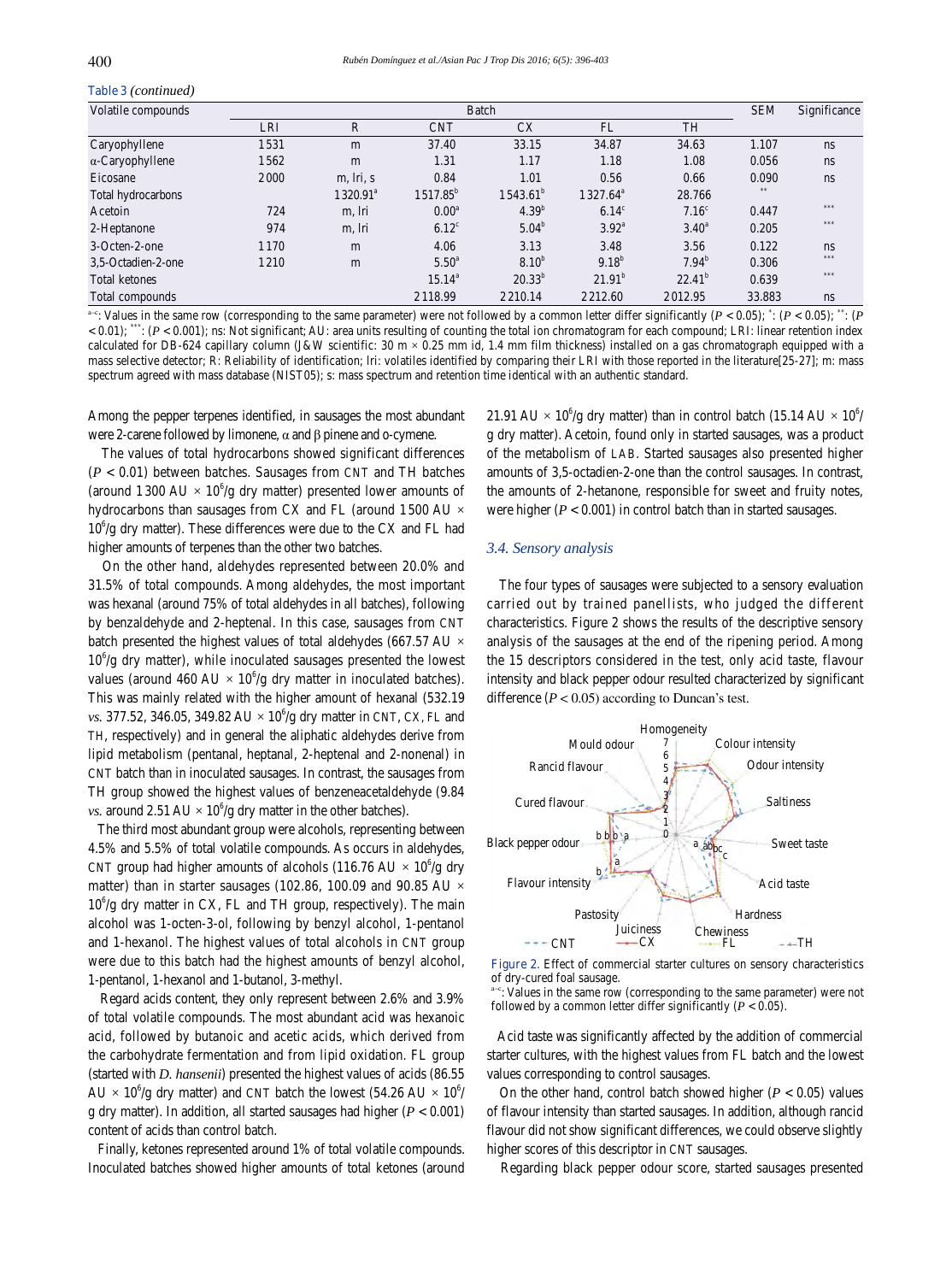Table 3 *(continued)*

| Volatile compounds | Batch | | | | | | SEM | Significance |
|---|---|---|---|---|---|---|---|---|
| | LRI | R | CNT | CX | FL | TH | | |
| Caryophyllene | 1531 | m | 37.40 | 33.15 | 34.87 | 34.63 | 1.107 | ns |
| α-Caryophyllene | 1562 | m | 1.31 | 1.17 | 1.18 | 1.08 | 0.056 | ns |
| Eicosane | 2000 | m, lri, s | 0.84 | 1.01 | 0.56 | 0.66 | 0.090 | ns |
| Total hydrocarbons | | 1320.91[a] | 1517.85[b] | 1543.61[b] | 1327.64[a] | 28.766 | ** | |
| Acetoin | 724 | m, lri | 0.00[a] | 4.39[b] | 6.14[c] | 7.16[c] | 0.447 | *** |
| 2-Heptanone | 974 | m, lri | 6.12[c] | 5.04[b] | 3.92[a] | 3.40[a] | 0.205 | *** |
| 3-Octen-2-one | 1170 | m | 4.06 | 3.13 | 3.48 | 3.56 | 0.122 | ns |
| 3,5-Octadien-2-one | 1210 | m | 5.50[a] | 8.10[b] | 9.18[b] | 7.94[b] | 0.306 | *** |
| Total ketones | | | 15.14[a] | 20.33[b] | 21.91[b] | 22.41[b] | 0.639 | *** |
| Total compounds | | | 2118.99 | 2210.14 | 2212.60 | 2012.95 | 33.883 | ns |

a–c: Values in the same row (corresponding to the same parameter) were not followed by a common letter differ significantly ($P < 0.05$); *: ($P < 0.05$); **: ($P < 0.01$); ***: ($P < 0.001$); ns: Not significant; AU: area units resulting of counting the total ion chromatogram for each compound; LRI: linear retention index calculated for DB-624 capillary column (J&W scientific: 30 m × 0.25 mm id, 1.4 mm film thickness) installed on a gas chromatograph equipped with a mass selective detector; R: Reliability of identification; lri: volatiles identified by comparing their LRI with those reported in the literature[25-27]; m: mass spectrum agreed with mass database (NIST05); s: mass spectrum and retention time identical with an authentic standard.

Among the pepper terpenes identified, in sausages the most abundant were 2-carene followed by limonene, α and β pinene and o-cymene.

The values of total hydrocarbons showed significant differences ($P < 0.01$) between batches. Sausages from CNT and TH batches (around 1300 AU × $10^6$/g dry matter) presented lower amounts of hydrocarbons than sausages from CX and FL (around 1500 AU × $10^6$/g dry matter). These differences were due to the CX and FL had higher amounts of terpenes than the other two batches.

On the other hand, aldehydes represented between 20.0% and 31.5% of total compounds. Among aldehydes, the most important was hexanal (around 75% of total aldehydes in all batches), following by benzaldehyde and 2-heptenal. In this case, sausages from CNT batch presented the highest values of total aldehydes (667.57 AU × $10^6$/g dry matter), while inoculated sausages presented the lowest values (around 460 AU × $10^6$/g dry matter in inoculated batches). This was mainly related with the higher amount of hexanal (532.19 *vs.* 377.52, 346.05, 349.82 AU × $10^6$/g dry matter in CNT, CX, FL and TH, respectively) and in general the aliphatic aldehydes derive from lipid metabolism (pentanal, heptanal, 2-heptenal and 2-nonenal) in CNT batch than in inoculated sausages. In contrast, the sausages from TH group showed the highest values of benzeneacetaldehyde (9.84 *vs.* around 2.51 AU × $10^6$/g dry matter in the other batches).

The third most abundant group were alcohols, representing between 4.5% and 5.5% of total volatile compounds. As occurs in aldehydes, CNT group had higher amounts of alcohols (116.76 AU × $10^6$/g dry matter) than in starter sausages (102.86, 100.09 and 90.85 AU × $10^6$/g dry matter in CX, FL and TH group, respectively). The main alcohol was 1-octen-3-ol, following by benzyl alcohol, 1-pentanol and 1-hexanol. The highest values of total alcohols in CNT group were due to this batch had the highest amounts of benzyl alcohol, 1-pentanol, 1-hexanol and 1-butanol, 3-methyl.

Regard acids content, they only represent between 2.6% and 3.9% of total volatile compounds. The most abundant acid was hexanoic acid, followed by butanoic and acetic acids, which derived from the carbohydrate fermentation and from lipid oxidation. FL group (started with *D. hansenii*) presented the highest values of acids (86.55 AU × $10^6$/g dry matter) and CNT batch the lowest (54.26 AU × $10^6$/g dry matter). In addition, all started sausages had higher ($P < 0.001$) content of acids than control batch.

Finally, ketones represented around 1% of total volatile compounds. Inoculated batches showed higher amounts of total ketones (around 21.91 AU × $10^6$/g dry matter) than in control batch (15.14 AU × $10^6$/g dry matter). Acetoin, found only in started sausages, was a product of the metabolism of LAB. Started sausages also presented higher amounts of 3,5-octadien-2-one than the control sausages. In contrast, the amounts of 2-hetanone, responsible for sweet and fruity notes, were higher ($P < 0.001$) in control batch than in started sausages.

### *3.4. Sensory analysis*

The four types of sausages were subjected to a sensory evaluation carried out by trained panellists, who judged the different characteristics. Figure 2 shows the results of the descriptive sensory analysis of the sausages at the end of the ripening period. Among the 15 descriptors considered in the test, only acid taste, flavour intensity and black pepper odour resulted characterized by significant difference ($P < 0.05$) according to Duncan's test.

Figure 2. Effect of commercial starter cultures on sensory characteristics of dry-cured foal sausage.
a–c: Values in the same row (corresponding to the same parameter) were not followed by a common letter differ significantly ($P < 0.05$).

Acid taste was significantly affected by the addition of commercial starter cultures, with the highest values from FL batch and the lowest values corresponding to control sausages.

On the other hand, control batch showed higher ($P < 0.05$) values of flavour intensity than started sausages. In addition, although rancid flavour did not show significant differences, we could observe slightly higher scores of this descriptor in CNT sausages.

Regarding black pepper odour score, started sausages presented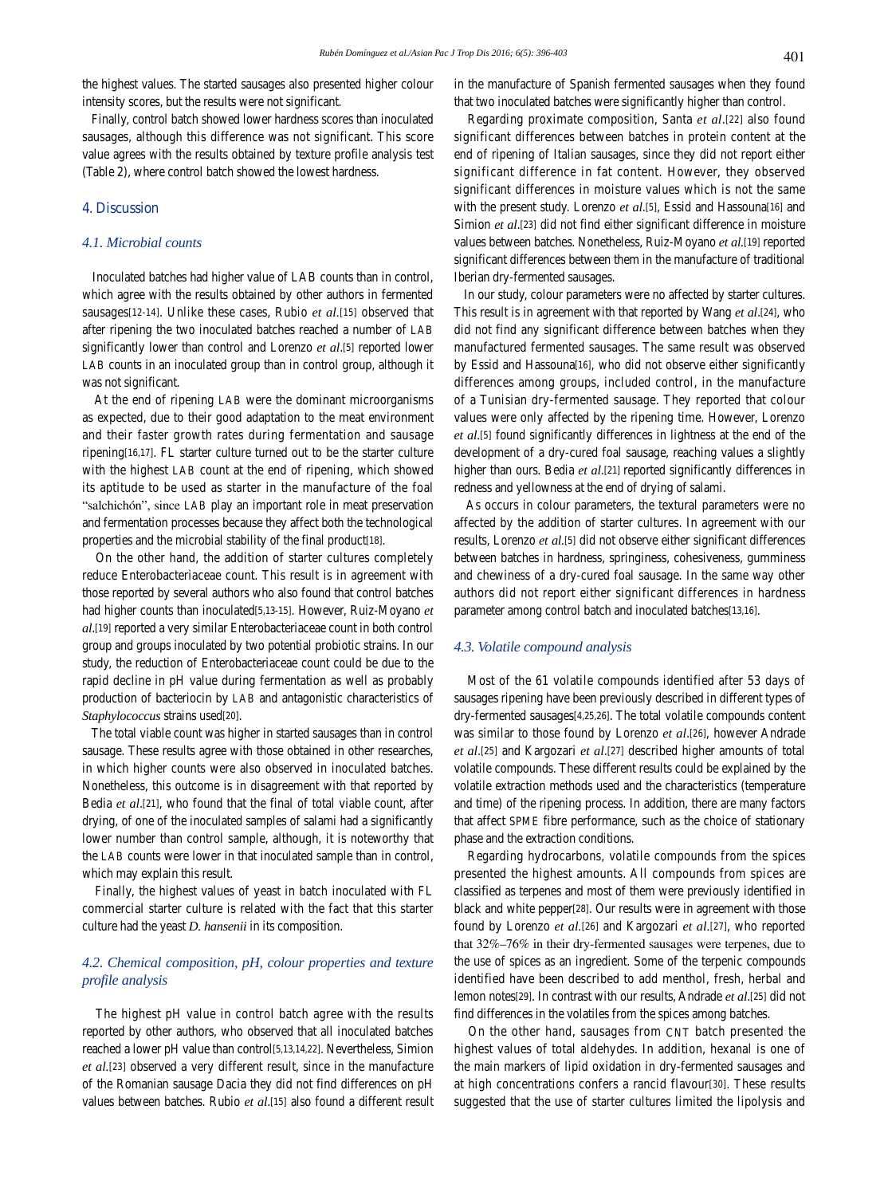the highest values. The started sausages also presented higher colour intensity scores, but the results were not significant.

Finally, control batch showed lower hardness scores than inoculated sausages, although this difference was not significant. This score value agrees with the results obtained by texture profile analysis test (Table 2), where control batch showed the lowest hardness.

## 4. Discussion

### *4.1. Microbial counts*

Inoculated batches had higher value of LAB counts than in control, which agree with the results obtained by other authors in fermented sausages[12-14]. Unlike these cases, Rubio *et al*.[15] observed that after ripening the two inoculated batches reached a number of LAB significantly lower than control and Lorenzo *et al*.[5] reported lower LAB counts in an inoculated group than in control group, although it was not significant.

At the end of ripening LAB were the dominant microorganisms as expected, due to their good adaptation to the meat environment and their faster growth rates during fermentation and sausage ripening[16,17]. FL starter culture turned out to be the starter culture with the highest LAB count at the end of ripening, which showed its aptitude to be used as starter in the manufacture of the foal "salchichón", since LAB play an important role in meat preservation and fermentation processes because they affect both the technological properties and the microbial stability of the final product[18].

On the other hand, the addition of starter cultures completely reduce Enterobacteriaceae count. This result is in agreement with those reported by several authors who also found that control batches had higher counts than inoculated[5,13-15]. However, Ruiz-Moyano *et al*.[19] reported a very similar Enterobacteriaceae count in both control group and groups inoculated by two potential probiotic strains. In our study, the reduction of Enterobacteriaceae count could be due to the rapid decline in pH value during fermentation as well as probably production of bacteriocin by LAB and antagonistic characteristics of *Staphylococcus* strains used[20].

The total viable count was higher in started sausages than in control sausage. These results agree with those obtained in other researches, in which higher counts were also observed in inoculated batches. Nonetheless, this outcome is in disagreement with that reported by Bedia *et al*.[21], who found that the final of total viable count, after drying, of one of the inoculated samples of salami had a significantly lower number than control sample, although, it is noteworthy that the LAB counts were lower in that inoculated sample than in control, which may explain this result.

Finally, the highest values of yeast in batch inoculated with FL commercial starter culture is related with the fact that this starter culture had the yeast *D. hansenii* in its composition.

### *4.2. Chemical composition, pH, colour properties and texture profile analysis*

The highest pH value in control batch agree with the results reported by other authors, who observed that all inoculated batches reached a lower pH value than control[5,13,14,22]. Nevertheless, Simion *et al*.[23] observed a very different result, since in the manufacture of the Romanian sausage Dacia they did not find differences on pH values between batches. Rubio *et al*.[15] also found a different result in the manufacture of Spanish fermented sausages when they found that two inoculated batches were significantly higher than control.

Regarding proximate composition, Santa *et al*.[22] also found significant differences between batches in protein content at the end of ripening of Italian sausages, since they did not report either significant difference in fat content. However, they observed significant differences in moisture values which is not the same with the present study. Lorenzo *et al*.[5], Essid and Hassouna[16] and Simion *et al*.[23] did not find either significant difference in moisture values between batches. Nonetheless, Ruiz-Moyano *et al*.[19] reported significant differences between them in the manufacture of traditional Iberian dry-fermented sausages.

In our study, colour parameters were no affected by starter cultures. This result is in agreement with that reported by Wang *et al*.[24], who did not find any significant difference between batches when they manufactured fermented sausages. The same result was observed by Essid and Hassouna[16], who did not observe either significantly differences among groups, included control, in the manufacture of a Tunisian dry-fermented sausage. They reported that colour values were only affected by the ripening time. However, Lorenzo *et al*.[5] found significantly differences in lightness at the end of the development of a dry-cured foal sausage, reaching values a slightly higher than ours. Bedia *et al*.[21] reported significantly differences in redness and yellowness at the end of drying of salami.

As occurs in colour parameters, the textural parameters were no affected by the addition of starter cultures. In agreement with our results, Lorenzo *et al*.[5] did not observe either significant differences between batches in hardness, springiness, cohesiveness, gumminess and chewiness of a dry-cured foal sausage. In the same way other authors did not report either significant differences in hardness parameter among control batch and inoculated batches[13,16].

### *4.3. Volatile compound analysis*

Most of the 61 volatile compounds identified after 53 days of sausages ripening have been previously described in different types of dry-fermented sausages[4,25,26]. The total volatile compounds content was similar to those found by Lorenzo *et al*.[26], however Andrade *et al*.[25] and Kargozari *et al*.[27] described higher amounts of total volatile compounds. These different results could be explained by the volatile extraction methods used and the characteristics (temperature and time) of the ripening process. In addition, there are many factors that affect SPME fibre performance, such as the choice of stationary phase and the extraction conditions.

Regarding hydrocarbons, volatile compounds from the spices presented the highest amounts. All compounds from spices are classified as terpenes and most of them were previously identified in black and white pepper[28]. Our results were in agreement with those found by Lorenzo *et al*.[26] and Kargozari *et al*.[27], who reported that 32%–76% in their dry-fermented sausages were terpenes, due to the use of spices as an ingredient. Some of the terpenic compounds identified have been described to add menthol, fresh, herbal and lemon notes[29]. In contrast with our results, Andrade *et al*.[25] did not find differences in the volatiles from the spices among batches.

On the other hand, sausages from CNT batch presented the highest values of total aldehydes. In addition, hexanal is one of the main markers of lipid oxidation in dry-fermented sausages and at high concentrations confers a rancid flavour[30]. These results suggested that the use of starter cultures limited the lipolysis and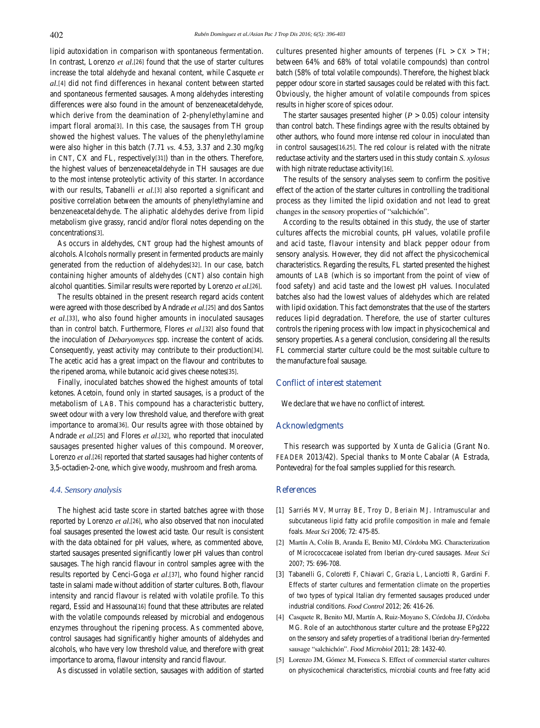lipid autoxidation in comparison with spontaneous fermentation. In contrast, Lorenzo *et al*.[26] found that the use of starter cultures increase the total aldehyde and hexanal content, while Casquete *et al*.[4] did not find differences in hexanal content between started and spontaneous fermented sausages. Among aldehydes interesting differences were also found in the amount of benzeneacetaldehyde, which derive from the deamination of 2-phenylethylamine and impart floral aroma[3]. In this case, the sausages from TH group showed the highest values. The values of the phenylethylamine were also higher in this batch (7.71 *vs*. 4.53, 3.37 and 2.30 mg/kg in CNT, CX and FL, respectively[31]) than in the others. Therefore, the highest values of benzeneacetaldehyde in TH sausages are due to the most intense proteolytic activity of this starter. In accordance with our results, Tabanelli *et al*.[3] also reported a significant and positive correlation between the amounts of phenylethylamine and benzeneacetaldehyde. The aliphatic aldehydes derive from lipid metabolism give grassy, rancid and/or floral notes depending on the concentrations[3].

As occurs in aldehydes, CNT group had the highest amounts of alcohols. Alcohols normally present in fermented products are mainly generated from the reduction of aldehydes[32]. In our case, batch containing higher amounts of aldehydes (CNT) also contain high alcohol quantities. Similar results were reported by Lorenzo *et al*.[26].

The results obtained in the present research regard acids content were agreed with those described by Andrade *et al*.[25] and dos Santos *et al*.[33], who also found higher amounts in inoculated sausages than in control batch. Furthermore, Flores *et al*.[32] also found that the inoculation of *Debaryomyces* spp. increase the content of acids. Consequently, yeast activity may contribute to their production[34]. The acetic acid has a great impact on the flavour and contributes to the ripened aroma, while butanoic acid gives cheese notes[35].

Finally, inoculated batches showed the highest amounts of total ketones. Acetoin, found only in started sausages, is a product of the metabolism of LAB. This compound has a characteristic buttery, sweet odour with a very low threshold value, and therefore with great importance to aroma[36]. Our results agree with those obtained by Andrade *et al*.[25] and Flores *et al*.[32], who reported that inoculated sausages presented higher values of this compound. Moreover, Lorenzo *et al*.[26] reported that started sausages had higher contents of 3,5-octadien-2-one, which give woody, mushroom and fresh aroma.

### 4.4. Sensory analysis

The highest acid taste score in started batches agree with those reported by Lorenzo *et al*.[26], who also observed that non inoculated foal sausages presented the lowest acid taste. Our result is consistent with the data obtained for pH values, where, as commented above, started sausages presented significantly lower pH values than control sausages. The high rancid flavour in control samples agree with the results reported by Cenci-Goga *et al*.[37], who found higher rancid taste in salami made without addition of starter cultures. Both, flavour intensity and rancid flavour is related with volatile profile. To this regard, Essid and Hassouna[16] found that these attributes are related with the volatile compounds released by microbial and endogenous enzymes throughout the ripening process. As commented above, control sausages had significantly higher amounts of aldehydes and alcohols, who have very low threshold value, and therefore with great importance to aroma, flavour intensity and rancid flavour.

As discussed in volatile section, sausages with addition of started cultures presented higher amounts of terpenes (FL > CX > TH; between 64% and 68% of total volatile compounds) than control batch (58% of total volatile compounds). Therefore, the highest black pepper odour score in started sausages could be related with this fact. Obviously, the higher amount of volatile compounds from spices results in higher score of spices odour.

The starter sausages presented higher ($P > 0.05$) colour intensity than control batch. These findings agree with the results obtained by other authors, who found more intense red colour in inoculated than in control sausages[16,25]. The red colour is related with the nitrate reductase activity and the starters used in this study contain *S. xylosus* with high nitrate reductase activity[16].

The results of the sensory analyses seem to confirm the positive effect of the action of the starter cultures in controlling the traditional process as they limited the lipid oxidation and not lead to great changes in the sensory properties of "salchichón".

According to the results obtained in this study, the use of starter cultures affects the microbial counts, pH values, volatile profile and acid taste, flavour intensity and black pepper odour from sensory analysis. However, they did not affect the physicochemical characteristics. Regarding the results, FL started presented the highest amounts of LAB (which is so important from the point of view of food safety) and acid taste and the lowest pH values. Inoculated batches also had the lowest values of aldehydes which are related with lipid oxidation. This fact demonstrates that the use of the starters reduces lipid degradation. Therefore, the use of starter cultures controls the ripening process with low impact in physicochemical and sensory properties. As a general conclusion, considering all the results FL commercial starter culture could be the most suitable culture to the manufacture foal sausage.

## Conflict of interest statement

We declare that we have no conflict of interest.

## Acknowledgments

This research was supported by Xunta de Galicia (Grant No. FEADER 2013/42). Special thanks to Monte Cabalar (A Estrada, Pontevedra) for the foal samples supplied for this research.

## References

[1] Sarriés MV, Murray BE, Troy D, Beriain MJ. Intramuscular and subcutaneous lipid fatty acid profile composition in male and female foals. *Meat Sci* 2006; 72: 475-85.

[2] Martín A, Colín B, Aranda E, Benito MJ, Córdoba MG. Characterization of Micrococcaceae isolated from Iberian dry-cured sausages. *Meat Sci* 2007; 75: 696-708.

[3] Tabanelli G, Coloretti F, Chiavari C, Grazia L, Lanciotti R, Gardini F. Effects of starter cultures and fermentation climate on the properties of two types of typical Italian dry fermented sausages produced under industrial conditions. *Food Control* 2012; 26: 416-26.

[4] Casquete R, Benito MJ, Martín A, Ruiz-Moyano S, Córdoba JJ, Córdoba MG. Role of an autochthonous starter culture and the protease EPg222 on the sensory and safety properties of a traditional Iberian dry-fermented sausage "salchichón". *Food Microbiol* 2011; 28: 1432-40.

[5] Lorenzo JM, Gómez M, Fonseca S. Effect of commercial starter cultures on physicochemical characteristics, microbial counts and free fatty acid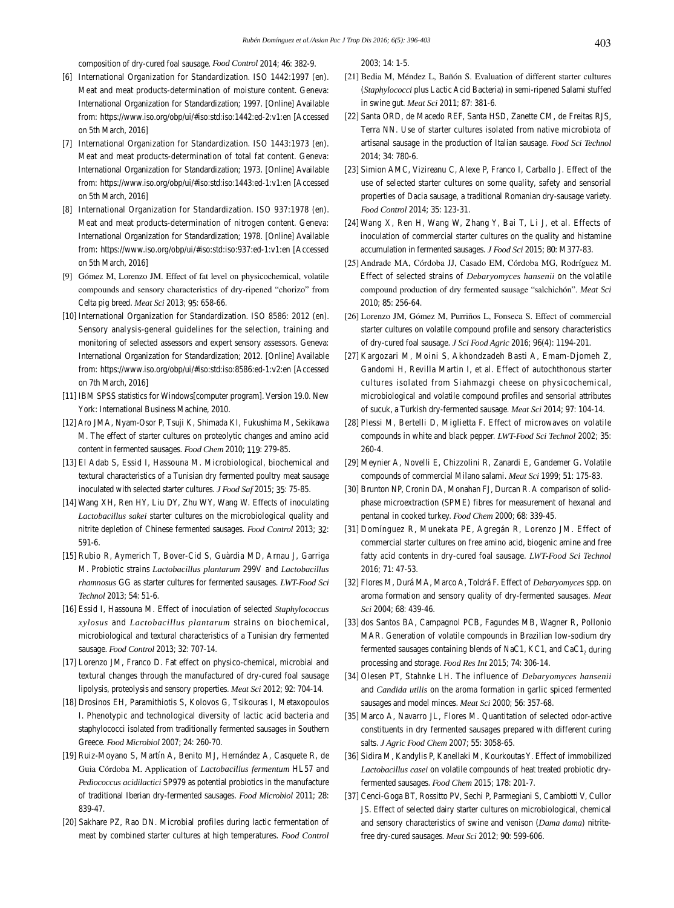composition of dry-cured foal sausage. *Food Control* 2014; 46: 382-9.

[6] International Organization for Standardization. ISO 1442:1997 (en). Meat and meat products-determination of moisture content. Geneva: International Organization for Standardization; 1997. [Online] Available from: https://www.iso.org/obp/ui/#iso:std:iso:1442:ed-2:v1:en [Accessed on 5th March, 2016]

[7] International Organization for Standardization. ISO 1443:1973 (en). Meat and meat products-determination of total fat content. Geneva: International Organization for Standardization; 1973. [Online] Available from: https://www.iso.org/obp/ui/#iso:std:iso:1443:ed-1:v1:en [Accessed on 5th March, 2016]

[8] International Organization for Standardization. ISO 937:1978 (en). Meat and meat products-determination of nitrogen content. Geneva: International Organization for Standardization; 1978. [Online] Available from: https://www.iso.org/obp/ui/#iso:std:iso:937:ed-1:v1:en [Accessed on 5th March, 2016]

[9] Gómez M, Lorenzo JM. Effect of fat level on physicochemical, volatile compounds and sensory characteristics of dry-ripened "chorizo" from Celta pig breed. *Meat Sci* 2013; 95: 658-66.

[10] International Organization for Standardization. ISO 8586: 2012 (en). Sensory analysis-general guidelines for the selection, training and monitoring of selected assessors and expert sensory assessors. Geneva: International Organization for Standardization; 2012. [Online] Available from: https://www.iso.org/obp/ui/#iso:std:iso:8586:ed-1:v2:en [Accessed on 7th March, 2016]

[11] IBM SPSS statistics for Windows[computer program]. Version 19.0. New York: International Business Machine, 2010.

[12] Aro JMA, Nyam-Osor P, Tsuji K, Shimada KI, Fukushima M, Sekikawa M. The effect of starter cultures on proteolytic changes and amino acid content in fermented sausages. *Food Chem* 2010; 119: 279-85.

[13] El Adab S, Essid I, Hassouna M. Microbiological, biochemical and textural characteristics of a Tunisian dry fermented poultry meat sausage inoculated with selected starter cultures. *J Food Saf* 2015; 35: 75-85.

[14] Wang XH, Ren HY, Liu DY, Zhu WY, Wang W. Effects of inoculating *Lactobacillus sakei* starter cultures on the microbiological quality and nitrite depletion of Chinese fermented sausages. *Food Control* 2013; 32: 591-6.

[15] Rubio R, Aymerich T, Bover-Cid S, Guàrdia MD, Arnau J, Garriga M. Probiotic strains *Lactobacillus plantarum* 299V and *Lactobacillus rhamnosus* GG as starter cultures for fermented sausages. *LWT-Food Sci Technol* 2013; 54: 51-6.

[16] Essid I, Hassouna M. Effect of inoculation of selected *Staphylococcus xylosus* and *Lactobacillus plantarum* strains on biochemical, microbiological and textural characteristics of a Tunisian dry fermented sausage. *Food Control* 2013; 32: 707-14.

[17] Lorenzo JM, Franco D. Fat effect on physico-chemical, microbial and textural changes through the manufactured of dry-cured foal sausage lipolysis, proteolysis and sensory properties. *Meat Sci* 2012; 92: 704-14.

[18] Drosinos EH, Paramithiotis S, Kolovos G, Tsikouras I, Metaxopoulos I. Phenotypic and technological diversity of lactic acid bacteria and staphylococci isolated from traditionally fermented sausages in Southern Greece. *Food Microbiol* 2007; 24: 260-70.

[19] Ruiz-Moyano S, Martín A, Benito MJ, Hernández A, Casquete R, de Guia Córdoba M. Application of *Lactobacillus fermentum* HL57 and *Pediococcus acidilactici* SP979 as potential probiotics in the manufacture of traditional Iberian dry-fermented sausages. *Food Microbiol* 2011; 28: 839-47.

[20] Sakhare PZ, Rao DN. Microbial profiles during lactic fermentation of meat by combined starter cultures at high temperatures. *Food Control* 2003; 14: 1-5.

[21] Bedia M, Méndez L, Bañón S. Evaluation of different starter cultures (*Staphylococci* plus Lactic Acid Bacteria) in semi-ripened Salami stuffed in swine gut. *Meat Sci* 2011; 87: 381-6.

[22] Santa ORD, de Macedo REF, Santa HSD, Zanette CM, de Freitas RJS, Terra NN. Use of starter cultures isolated from native microbiota of artisanal sausage in the production of Italian sausage. *Food Sci Technol* 2014; 34: 780-6.

[23] Simion AMC, Vizireanu C, Alexe P, Franco I, Carballo J. Effect of the use of selected starter cultures on some quality, safety and sensorial properties of Dacia sausage, a traditional Romanian dry-sausage variety. *Food Control* 2014; 35: 123-31.

[24] Wang X, Ren H, Wang W, Zhang Y, Bai T, Li J, et al. Effects of inoculation of commercial starter cultures on the quality and histamine accumulation in fermented sausages. *J Food Sci* 2015; 80: M377-83.

[25] Andrade MA, Córdoba JJ, Casado EM, Córdoba MG, Rodríguez M. Effect of selected strains of *Debaryomyces hansenii* on the volatile compound production of dry fermented sausage "salchichón". *Meat Sci* 2010; 85: 256-64.

[26] Lorenzo JM, Gómez M, Purriños L, Fonseca S. Effect of commercial starter cultures on volatile compound profile and sensory characteristics of dry-cured foal sausage. *J Sci Food Agric* 2016; 96(4): 1194-201.

[27] Kargozari M, Moini S, Akhondzadeh Basti A, Emam-Djomeh Z, Gandomi H, Revilla Martin I, et al. Effect of autochthonous starter cultures isolated from Siahmazgi cheese on physicochemical, microbiological and volatile compound profiles and sensorial attributes of sucuk, a Turkish dry-fermented sausage. *Meat Sci* 2014; 97: 104-14.

[28] Plessi M, Bertelli D, Miglietta F. Effect of microwaves on volatile compounds in white and black pepper. *LWT-Food Sci Technol* 2002; 35: 260-4.

[29] Meynier A, Novelli E, Chizzolini R, Zanardi E, Gandemer G. Volatile compounds of commercial Milano salami. *Meat Sci* 1999; 51: 175-83.

[30] Brunton NP, Cronin DA, Monahan FJ, Durcan R. A comparison of solid-phase microextraction (SPME) fibres for measurement of hexanal and pentanal in cooked turkey. *Food Chem* 2000; 68: 339-45.

[31] Domínguez R, Munekata PE, Agregán R, Lorenzo JM. Effect of commercial starter cultures on free amino acid, biogenic amine and free fatty acid contents in dry-cured foal sausage. *LWT-Food Sci Technol* 2016; 71: 47-53.

[32] Flores M, Durá MA, Marco A, Toldrá F. Effect of *Debaryomyces* spp. on aroma formation and sensory quality of dry-fermented sausages. *Meat Sci* 2004; 68: 439-46.

[33] dos Santos BA, Campagnol PCB, Fagundes MB, Wagner R, Pollonio MAR. Generation of volatile compounds in Brazilian low-sodium dry fermented sausages containing blends of NaC1, KC1, and $CaC1_2$ during processing and storage. *Food Res Int* 2015; 74: 306-14.

[34] Olesen PT, Stahnke LH. The influence of *Debaryomyces hansenii* and *Candida utilis* on the aroma formation in garlic spiced fermented sausages and model minces. *Meat Sci* 2000; 56: 357-68.

[35] Marco A, Navarro JL, Flores M. Quantitation of selected odor-active constituents in dry fermented sausages prepared with different curing salts. *J Agric Food Chem* 2007; 55: 3058-65.

[36] Sidira M, Kandylis P, Kanellaki M, Kourkoutas Y. Effect of immobilized *Lactobacillus casei* on volatile compounds of heat treated probiotic dry-fermented sausages. *Food Chem* 2015; 178: 201-7.

[37] Cenci-Goga BT, Rossitto PV, Sechi P, Parmegiani S, Cambiotti V, Cullor JS. Effect of selected dairy starter cultures on microbiological, chemical and sensory characteristics of swine and venison (*Dama dama*) nitrite-free dry-cured sausages. *Meat Sci* 2012; 90: 599-606.